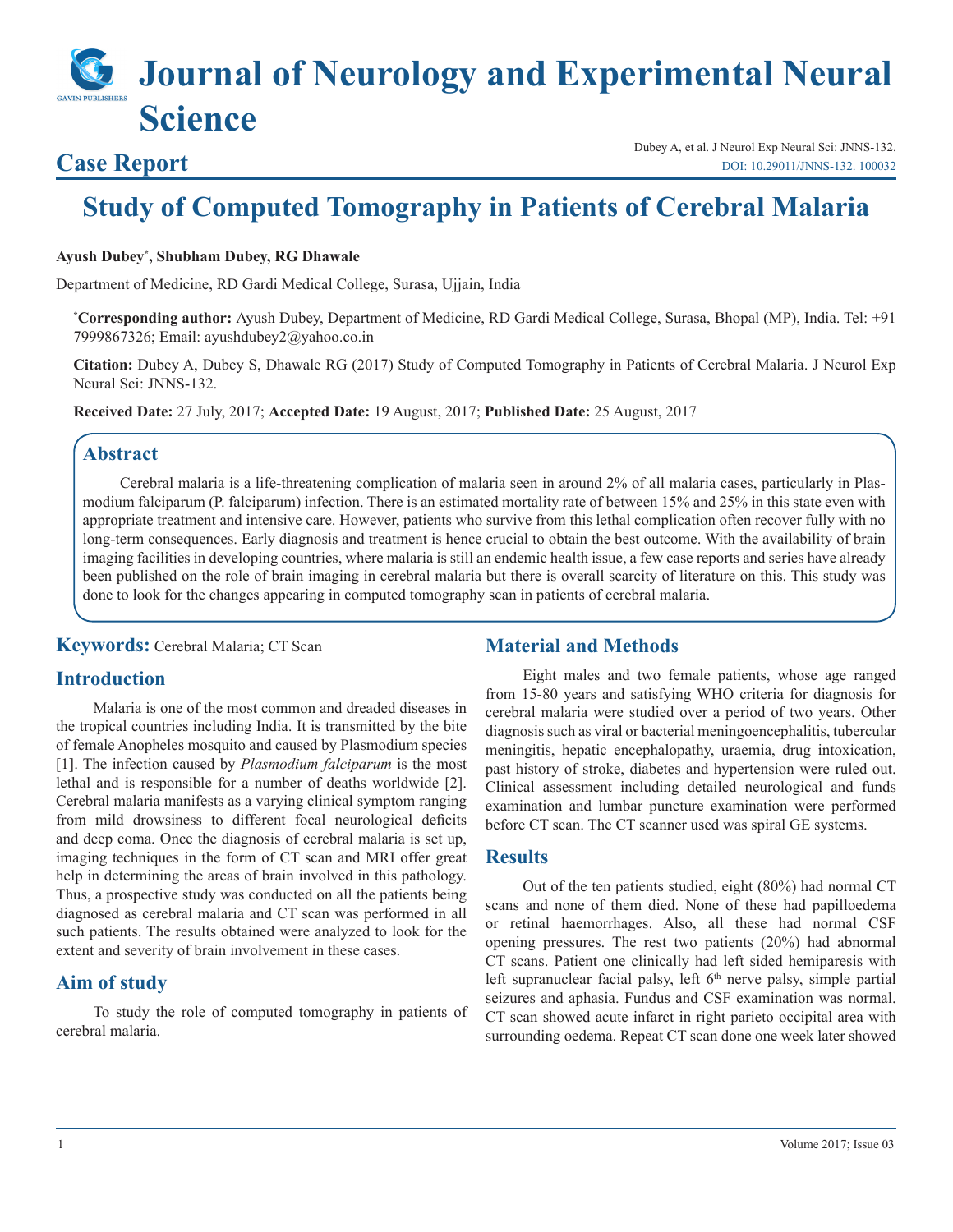# Journal of Neurology and Experimental Neural Science

## Case Report

Dubey A, et al. J Neurol Exp Neural Sci: JNNS-132.
DOI: 10.29011/JNNS-132. 100032

# Study of Computed Tomography in Patients of Cerebral Malaria

**Ayush Dubey\*, Shubham Dubey, RG Dhawale**

Department of Medicine, RD Gardi Medical College, Surasa, Ujjain, India

**\*Corresponding author:** Ayush Dubey, Department of Medicine, RD Gardi Medical College, Surasa, Bhopal (MP), India. Tel: +91 7999867326; Email: ayushdubey2@yahoo.co.in

**Citation:** Dubey A, Dubey S, Dhawale RG (2017) Study of Computed Tomography in Patients of Cerebral Malaria. J Neurol Exp Neural Sci: JNNS-132.

**Received Date:** 27 July, 2017; **Accepted Date:** 19 August, 2017; **Published Date:** 25 August, 2017

## Abstract

Cerebral malaria is a life-threatening complication of malaria seen in around 2% of all malaria cases, particularly in Plasmodium falciparum (P. falciparum) infection. There is an estimated mortality rate of between 15% and 25% in this state even with appropriate treatment and intensive care. However, patients who survive from this lethal complication often recover fully with no long-term consequences. Early diagnosis and treatment is hence crucial to obtain the best outcome. With the availability of brain imaging facilities in developing countries, where malaria is still an endemic health issue, a few case reports and series have already been published on the role of brain imaging in cerebral malaria but there is overall scarcity of literature on this. This study was done to look for the changes appearing in computed tomography scan in patients of cerebral malaria.

**Keywords:** Cerebral Malaria; CT Scan

## Introduction

Malaria is one of the most common and dreaded diseases in the tropical countries including India. It is transmitted by the bite of female Anopheles mosquito and caused by Plasmodium species [1]. The infection caused by *Plasmodium falciparum* is the most lethal and is responsible for a number of deaths worldwide [2]. Cerebral malaria manifests as a varying clinical symptom ranging from mild drowsiness to different focal neurological deficits and deep coma. Once the diagnosis of cerebral malaria is set up, imaging techniques in the form of CT scan and MRI offer great help in determining the areas of brain involved in this pathology. Thus, a prospective study was conducted on all the patients being diagnosed as cerebral malaria and CT scan was performed in all such patients. The results obtained were analyzed to look for the extent and severity of brain involvement in these cases.

## Aim of study

To study the role of computed tomography in patients of cerebral malaria.

## Material and Methods

Eight males and two female patients, whose age ranged from 15-80 years and satisfying WHO criteria for diagnosis for cerebral malaria were studied over a period of two years. Other diagnosis such as viral or bacterial meningoencephalitis, tubercular meningitis, hepatic encephalopathy, uraemia, drug intoxication, past history of stroke, diabetes and hypertension were ruled out. Clinical assessment including detailed neurological and funds examination and lumbar puncture examination were performed before CT scan. The CT scanner used was spiral GE systems.

## Results

Out of the ten patients studied, eight (80%) had normal CT scans and none of them died. None of these had papilloedema or retinal haemorrhages. Also, all these had normal CSF opening pressures. The rest two patients (20%) had abnormal CT scans. Patient one clinically had left sided hemiparesis with left supranuclear facial palsy, left 6th nerve palsy, simple partial seizures and aphasia. Fundus and CSF examination was normal. CT scan showed acute infarct in right parieto occipital area with surrounding oedema. Repeat CT scan done one week later showed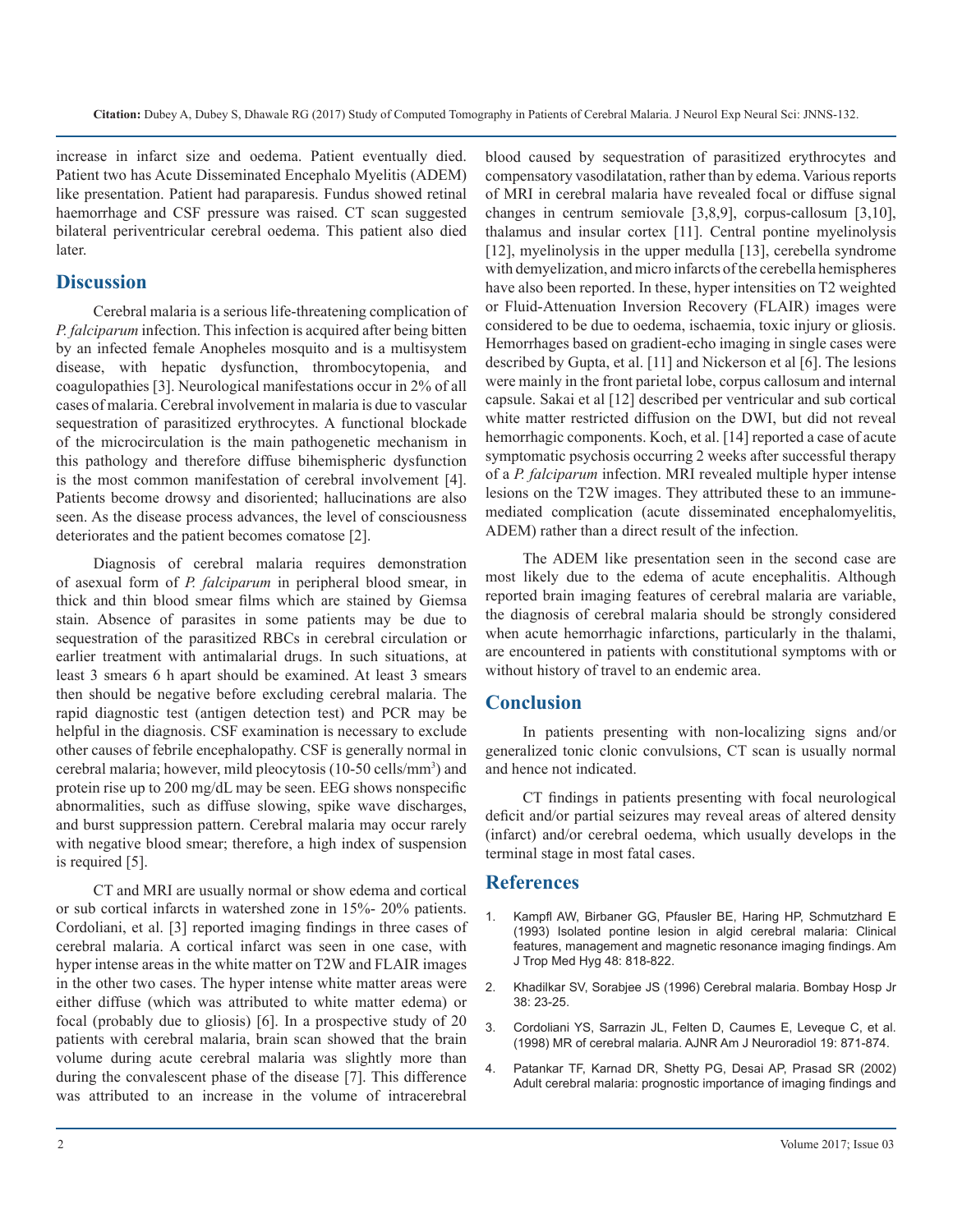increase in infarct size and oedema. Patient eventually died. Patient two has Acute Disseminated Encephalo Myelitis (ADEM) like presentation. Patient had paraparesis. Fundus showed retinal haemorrhage and CSF pressure was raised. CT scan suggested bilateral periventricular cerebral oedema. This patient also died later.

## Discussion

Cerebral malaria is a serious life-threatening complication of *P. falciparum* infection. This infection is acquired after being bitten by an infected female Anopheles mosquito and is a multisystem disease, with hepatic dysfunction, thrombocytopenia, and coagulopathies [3]. Neurological manifestations occur in 2% of all cases of malaria. Cerebral involvement in malaria is due to vascular sequestration of parasitized erythrocytes. A functional blockade of the microcirculation is the main pathogenetic mechanism in this pathology and therefore diffuse bihemispheric dysfunction is the most common manifestation of cerebral involvement [4]. Patients become drowsy and disoriented; hallucinations are also seen. As the disease process advances, the level of consciousness deteriorates and the patient becomes comatose [2].

Diagnosis of cerebral malaria requires demonstration of asexual form of *P. falciparum* in peripheral blood smear, in thick and thin blood smear films which are stained by Giemsa stain. Absence of parasites in some patients may be due to sequestration of the parasitized RBCs in cerebral circulation or earlier treatment with antimalarial drugs. In such situations, at least 3 smears 6 h apart should be examined. At least 3 smears then should be negative before excluding cerebral malaria. The rapid diagnostic test (antigen detection test) and PCR may be helpful in the diagnosis. CSF examination is necessary to exclude other causes of febrile encephalopathy. CSF is generally normal in cerebral malaria; however, mild pleocytosis (10-50 cells/mm$^3$) and protein rise up to 200 mg/dL may be seen. EEG shows nonspecific abnormalities, such as diffuse slowing, spike wave discharges, and burst suppression pattern. Cerebral malaria may occur rarely with negative blood smear; therefore, a high index of suspension is required [5].

CT and MRI are usually normal or show edema and cortical or sub cortical infarcts in watershed zone in 15%- 20% patients. Cordoliani, et al. [3] reported imaging findings in three cases of cerebral malaria. A cortical infarct was seen in one case, with hyper intense areas in the white matter on T2W and FLAIR images in the other two cases. The hyper intense white matter areas were either diffuse (which was attributed to white matter edema) or focal (probably due to gliosis) [6]. In a prospective study of 20 patients with cerebral malaria, brain scan showed that the brain volume during acute cerebral malaria was slightly more than during the convalescent phase of the disease [7]. This difference was attributed to an increase in the volume of intracerebral blood caused by sequestration of parasitized erythrocytes and compensatory vasodilatation, rather than by edema. Various reports of MRI in cerebral malaria have revealed focal or diffuse signal changes in centrum semiovale [3,8,9], corpus-callosum [3,10], thalamus and insular cortex [11]. Central pontine myelinolysis [12], myelinolysis in the upper medulla [13], cerebella syndrome with demyelization, and micro infarcts of the cerebella hemispheres have also been reported. In these, hyper intensities on T2 weighted or Fluid-Attenuation Inversion Recovery (FLAIR) images were considered to be due to oedema, ischaemia, toxic injury or gliosis. Hemorrhages based on gradient-echo imaging in single cases were described by Gupta, et al. [11] and Nickerson et al [6]. The lesions were mainly in the front parietal lobe, corpus callosum and internal capsule. Sakai et al [12] described per ventricular and sub cortical white matter restricted diffusion on the DWI, but did not reveal hemorrhagic components. Koch, et al. [14] reported a case of acute symptomatic psychosis occurring 2 weeks after successful therapy of a *P. falciparum* infection. MRI revealed multiple hyper intense lesions on the T2W images. They attributed these to an immune-mediated complication (acute disseminated encephalomyelitis, ADEM) rather than a direct result of the infection.

The ADEM like presentation seen in the second case are most likely due to the edema of acute encephalitis. Although reported brain imaging features of cerebral malaria are variable, the diagnosis of cerebral malaria should be strongly considered when acute hemorrhagic infarctions, particularly in the thalami, are encountered in patients with constitutional symptoms with or without history of travel to an endemic area.

## Conclusion

In patients presenting with non-localizing signs and/or generalized tonic clonic convulsions, CT scan is usually normal and hence not indicated.

CT findings in patients presenting with focal neurological deficit and/or partial seizures may reveal areas of altered density (infarct) and/or cerebral oedema, which usually develops in the terminal stage in most fatal cases.

## References

1. Kampfl AW, Birbaner GG, Pfausler BE, Haring HP, Schmutzhard E (1993) Isolated pontine lesion in algid cerebral malaria: Clinical features, management and magnetic resonance imaging findings. Am J Trop Med Hyg 48: 818-822.
2. Khadilkar SV, Sorabjee JS (1996) Cerebral malaria. Bombay Hosp Jr 38: 23-25.
3. Cordoliani YS, Sarrazin JL, Felten D, Caumes E, Leveque C, et al. (1998) MR of cerebral malaria. AJNR Am J Neuroradiol 19: 871-874.
4. Patankar TF, Karnad DR, Shetty PG, Desai AP, Prasad SR (2002) Adult cerebral malaria: prognostic importance of imaging findings and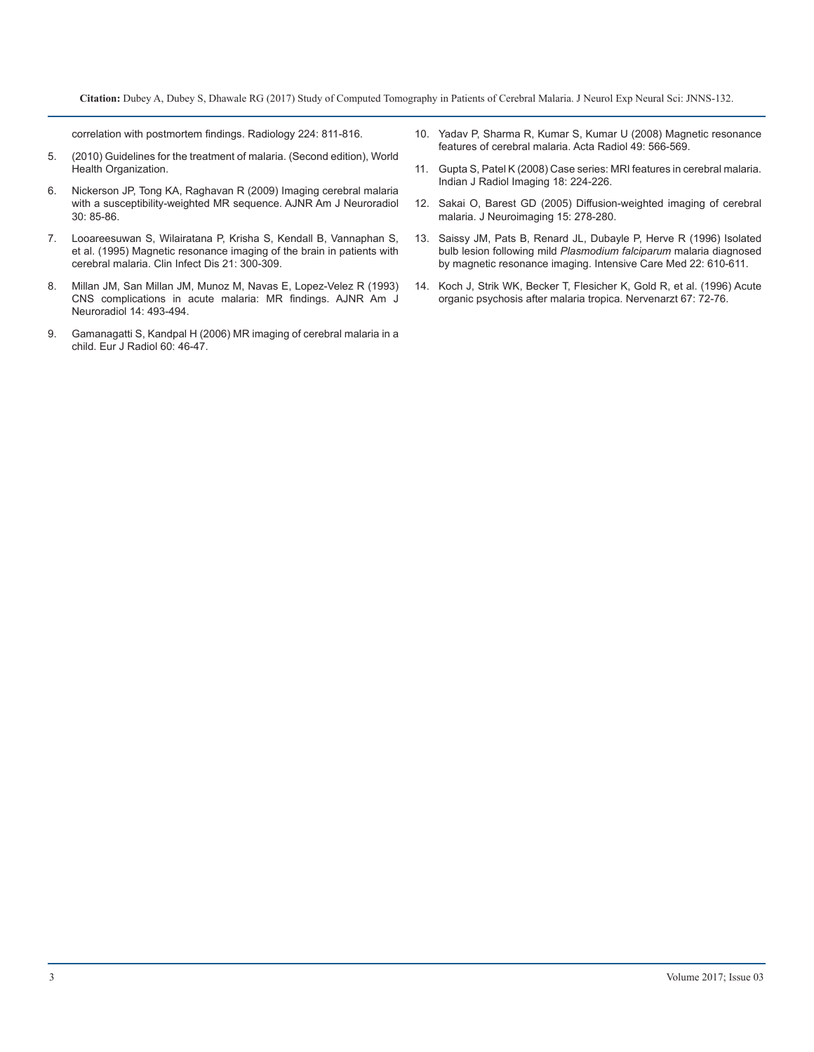correlation with postmortem findings. Radiology 224: 811-816.

5. (2010) Guidelines for the treatment of malaria. (Second edition), World Health Organization.

6. Nickerson JP, Tong KA, Raghavan R (2009) Imaging cerebral malaria with a susceptibility-weighted MR sequence. AJNR Am J Neuroradiol 30: 85-86.

7. Looareesuwan S, Wilairatana P, Krisha S, Kendall B, Vannaphan S, et al. (1995) Magnetic resonance imaging of the brain in patients with cerebral malaria. Clin Infect Dis 21: 300-309.

8. Millan JM, San Millan JM, Munoz M, Navas E, Lopez-Velez R (1993) CNS complications in acute malaria: MR findings. AJNR Am J Neuroradiol 14: 493-494.

9. Gamanagatti S, Kandpal H (2006) MR imaging of cerebral malaria in a child. Eur J Radiol 60: 46-47.

10. Yadav P, Sharma R, Kumar S, Kumar U (2008) Magnetic resonance features of cerebral malaria. Acta Radiol 49: 566-569.

11. Gupta S, Patel K (2008) Case series: MRI features in cerebral malaria. Indian J Radiol Imaging 18: 224-226.

12. Sakai O, Barest GD (2005) Diffusion-weighted imaging of cerebral malaria. J Neuroimaging 15: 278-280.

13. Saissy JM, Pats B, Renard JL, Dubayle P, Herve R (1996) Isolated bulb lesion following mild *Plasmodium falciparum* malaria diagnosed by magnetic resonance imaging. Intensive Care Med 22: 610-611.

14. Koch J, Strik WK, Becker T, Flesicher K, Gold R, et al. (1996) Acute organic psychosis after malaria tropica. Nervenarzt 67: 72-76.